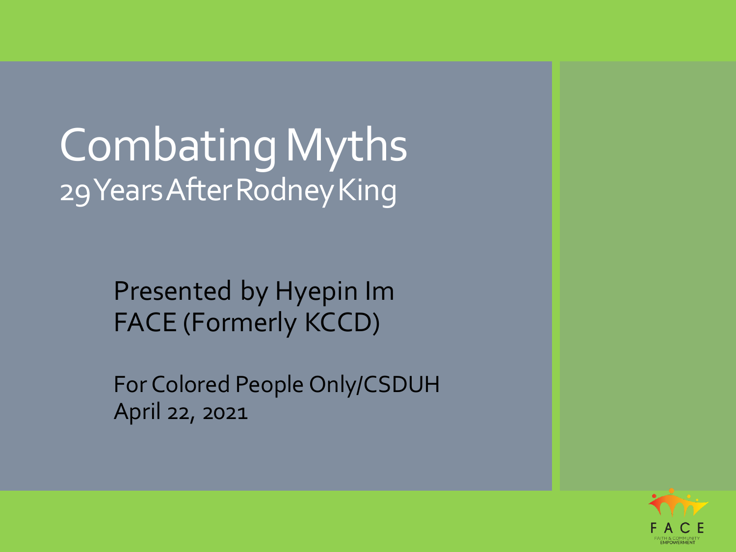# Combating Myths

## 29 Years After Rodney King

Presented by Hyepin Im
FACE (Formerly KCCD)

For Colored People Only/CSDUH
April 22, 2021

FACE
FAITH & COMMUNITY EMPOWERMENT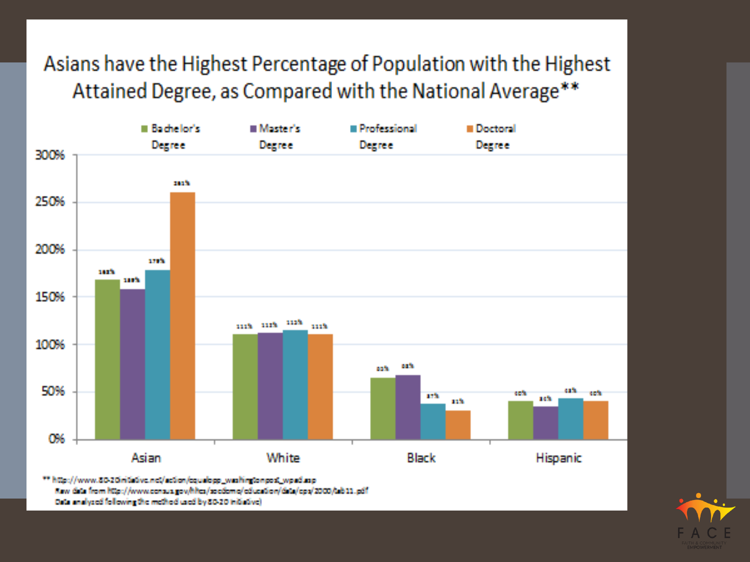# Asians have the Highest Percentage of Population with the Highest Attained Degree, as Compared with the National Average**

Bachelor's Degree | Master's Degree | Professional Degree | Doctoral Degree

300% | 250% | 200% | 150% | 100% | 50% | 0%

Asian | White | Black | Hispanic

** http://www.80-20initiative.net/action/equalopp_washingtonpost_wpad.asp

Raw data from http://www.census.gov/hhes/socdemo/education/data/cps/2000/tab11.pdf

Data analyzed following the method used by 80-20 initiative)

FACE

FAITH & COMMUNITY EMPOWERMENT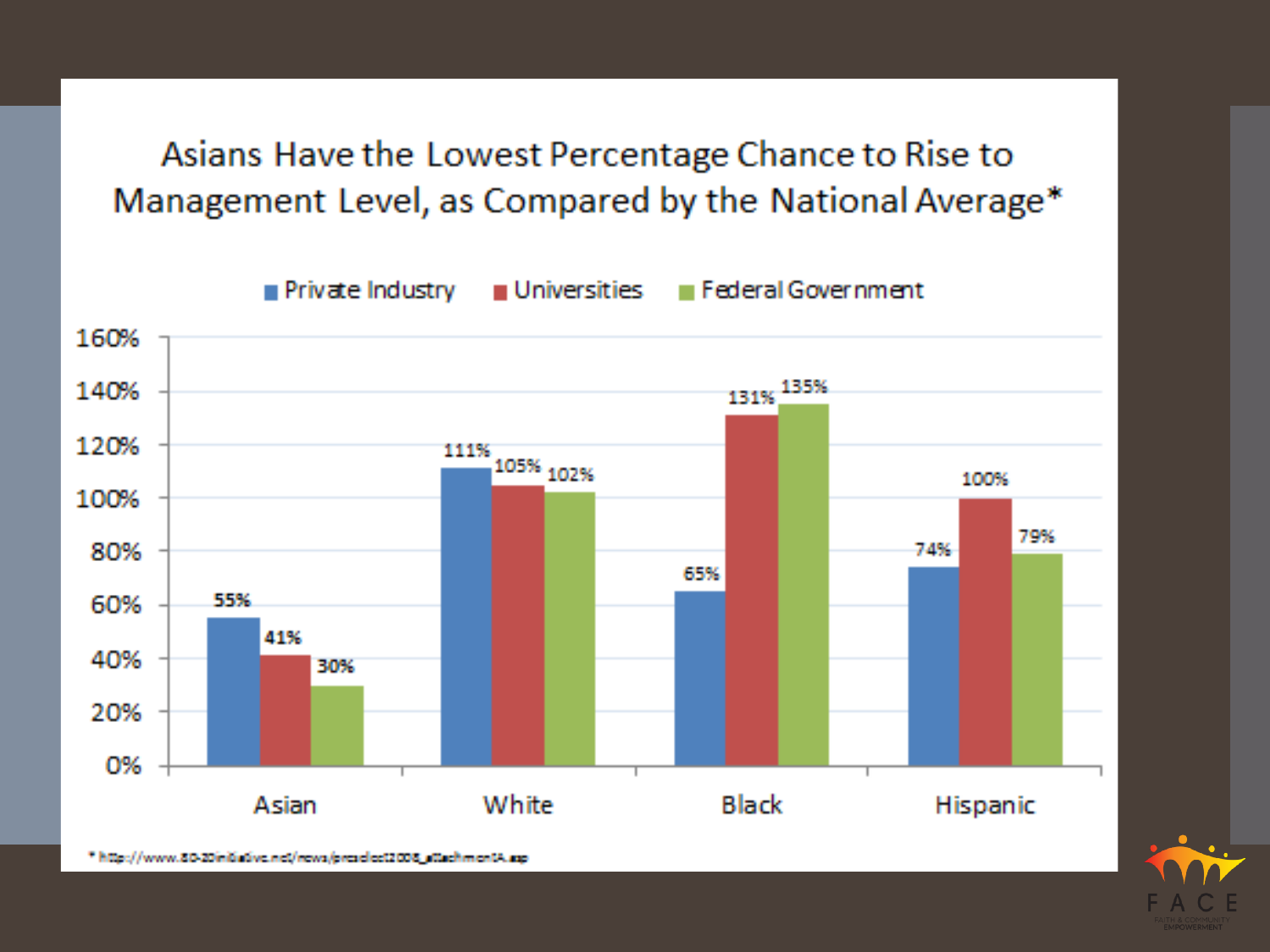# Asians Have the Lowest Percentage Chance to Rise to Management Level, as Compared by the National Average*

| | Private Industry | Universities | Federal Government |
|---|---|---|---|
| Asian | 55% | 41% | 30% |
| White | 111% | 105% | 102% |
| Black | 65% | 131% | 135% |
| Hispanic | 74% | 100% | 79% |

* http://www.80-20initiative.net/news/pressdoc12008_attachmentA.asp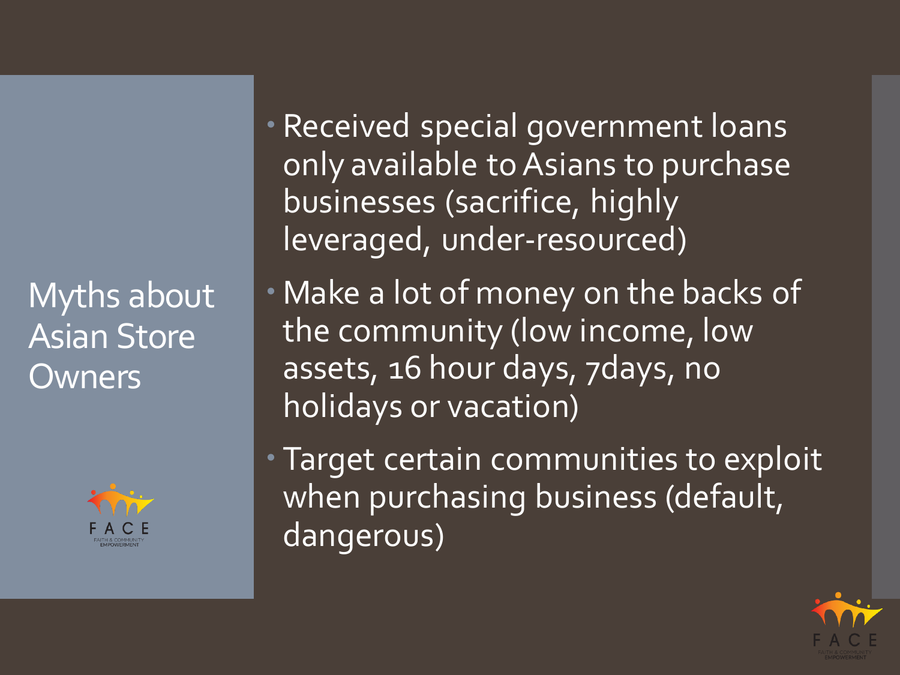# Myths about Asian Store Owners

- Received special government loans only available to Asians to purchase businesses (sacrifice, highly leveraged, under-resourced)
- Make a lot of money on the backs of the community (low income, low assets, 16 hour days, 7days, no holidays or vacation)
- Target certain communities to exploit when purchasing business (default, dangerous)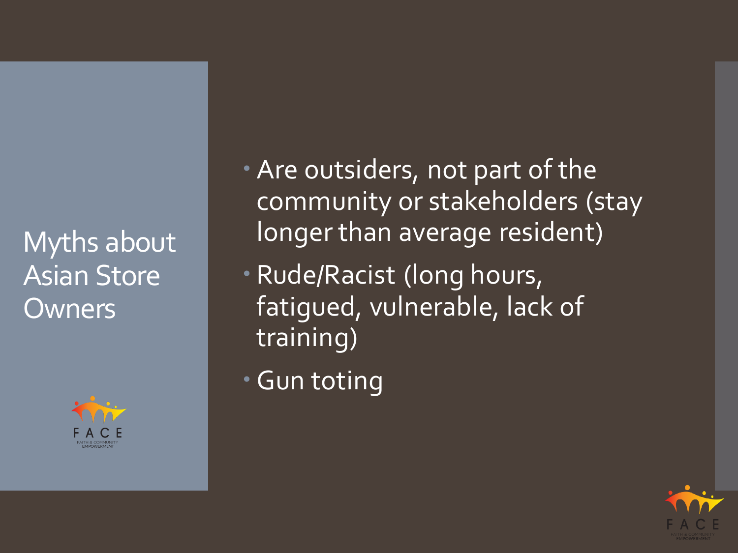# Myths about Asian Store Owners

- Are outsiders, not part of the community or stakeholders (stay longer than average resident)
- Rude/Racist (long hours, fatigued, vulnerable, lack of training)
- Gun toting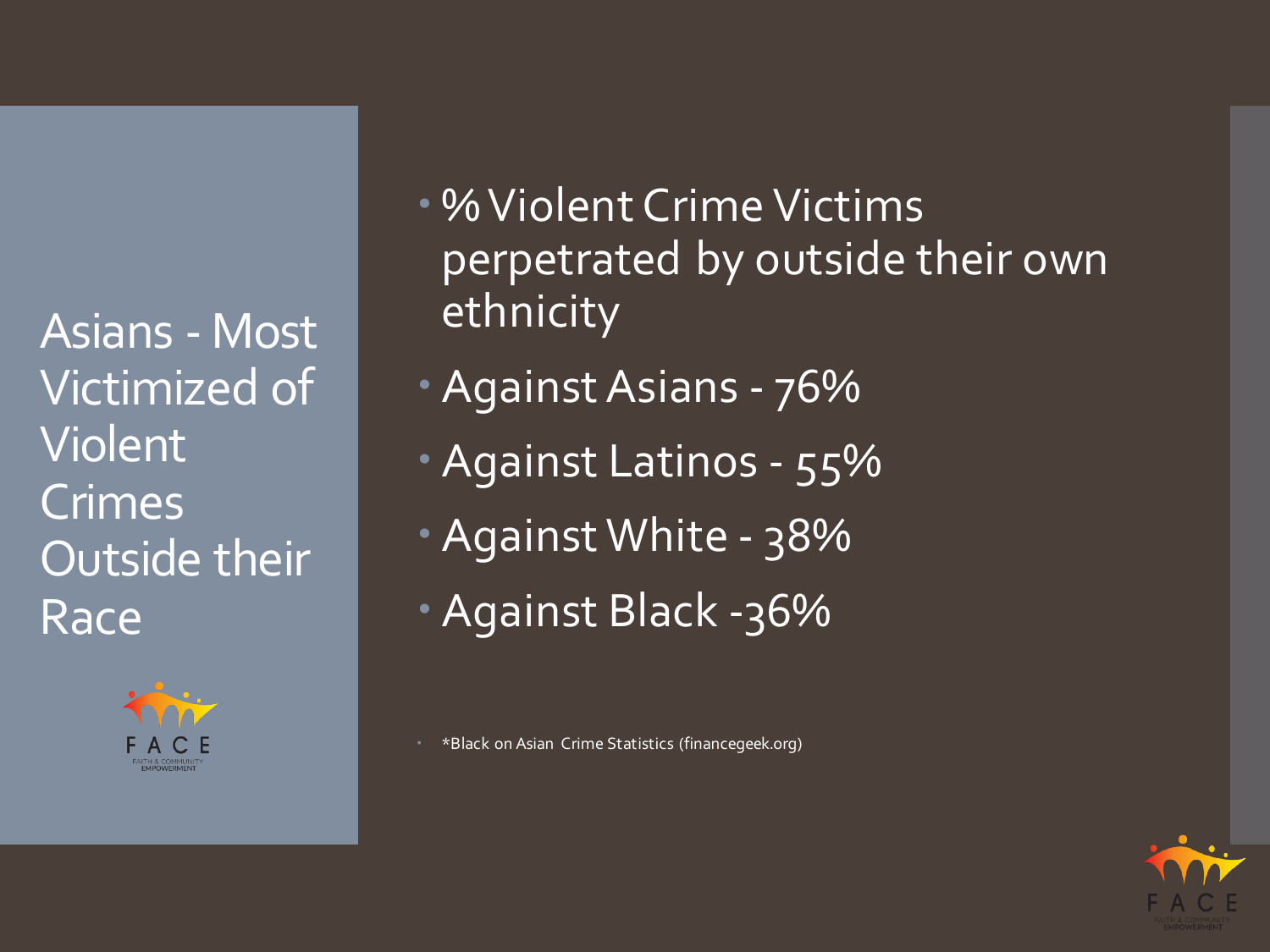# Asians - Most Victimized of Violent Crimes Outside their Race

- % Violent Crime Victims perpetrated by outside their own ethnicity
- Against Asians - 76%
- Against Latinos - 55%
- Against White - 38%
- Against Black -36%

- *Black on Asian Crime Statistics (financegeek.org)

FACE
FAITH & COMMUNITY EMPOWERMENT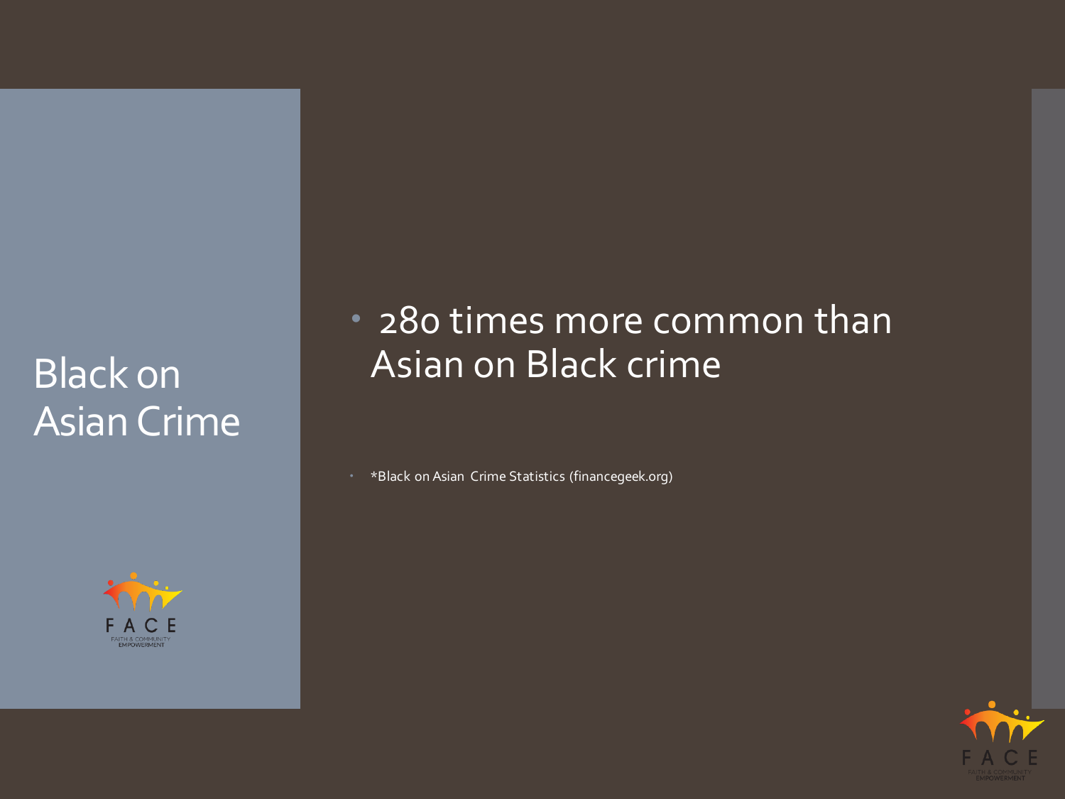# Black on Asian Crime

- 280 times more common than Asian on Black crime

- *Black on Asian Crime Statistics (financegeek.org)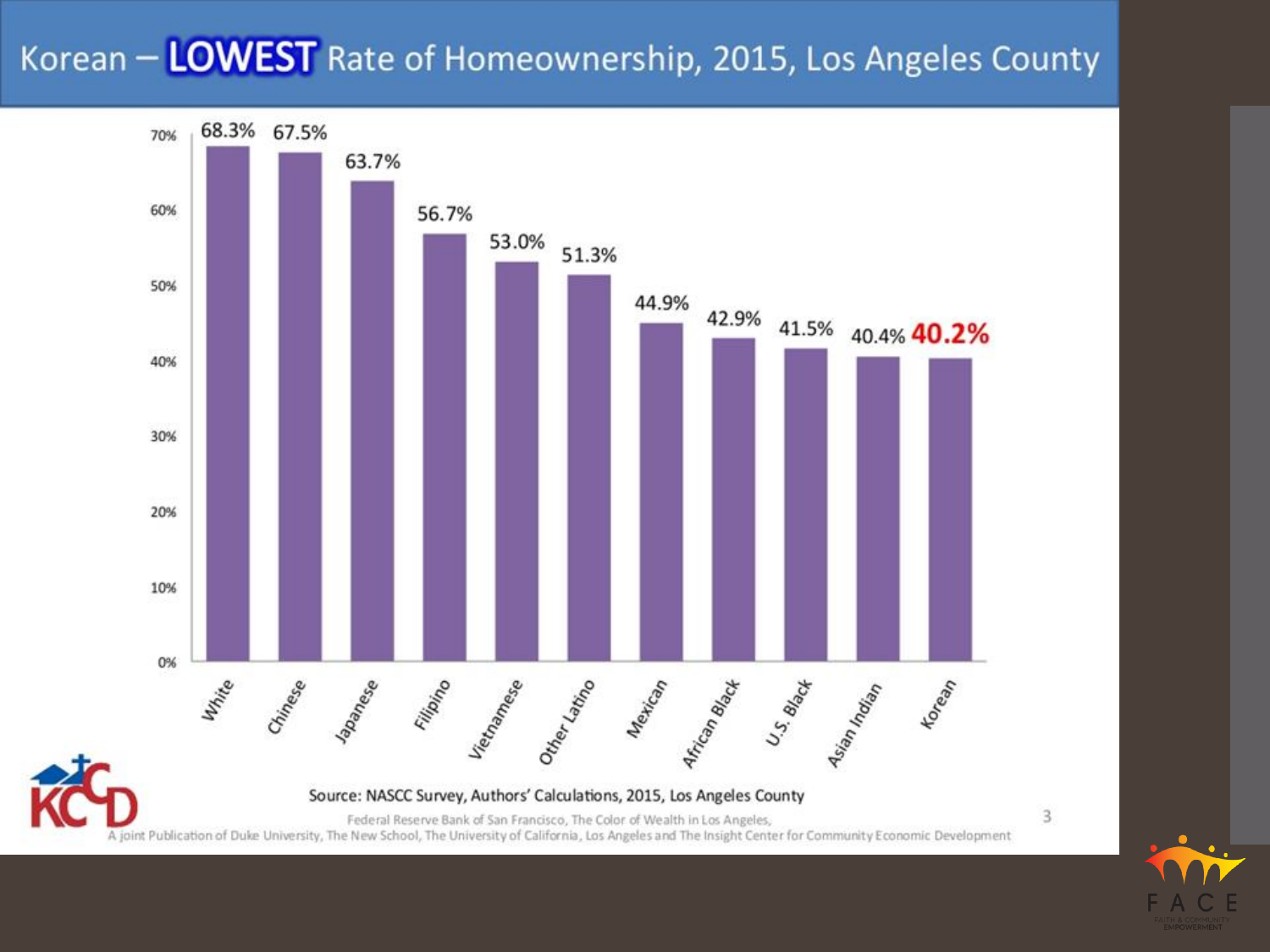# Korean – **LOWEST** Rate of Homeownership, 2015, Los Angeles County

| Group | Homeownership Rate |
|---|---|
| White | 68.3% |
| Chinese | 67.5% |
| Japanese | 63.7% |
| Filipino | 56.7% |
| Vietnamese | 53.0% |
| Other Latino | 51.3% |
| Mexican | 44.9% |
| African Black | 42.9% |
| U.S. Black | 41.5% |
| Asian Indian | 40.4% |
| Korean | **40.2%** |

Source: NASCC Survey, Authors' Calculations, 2015, Los Angeles County

Federal Reserve Bank of San Francisco, The Color of Wealth in Los Angeles,
A joint Publication of Duke University, The New School, The University of California, Los Angeles and The Insight Center for Community Economic Development

KCCD

FACE
FAITH & COMMUNITY EMPOWERMENT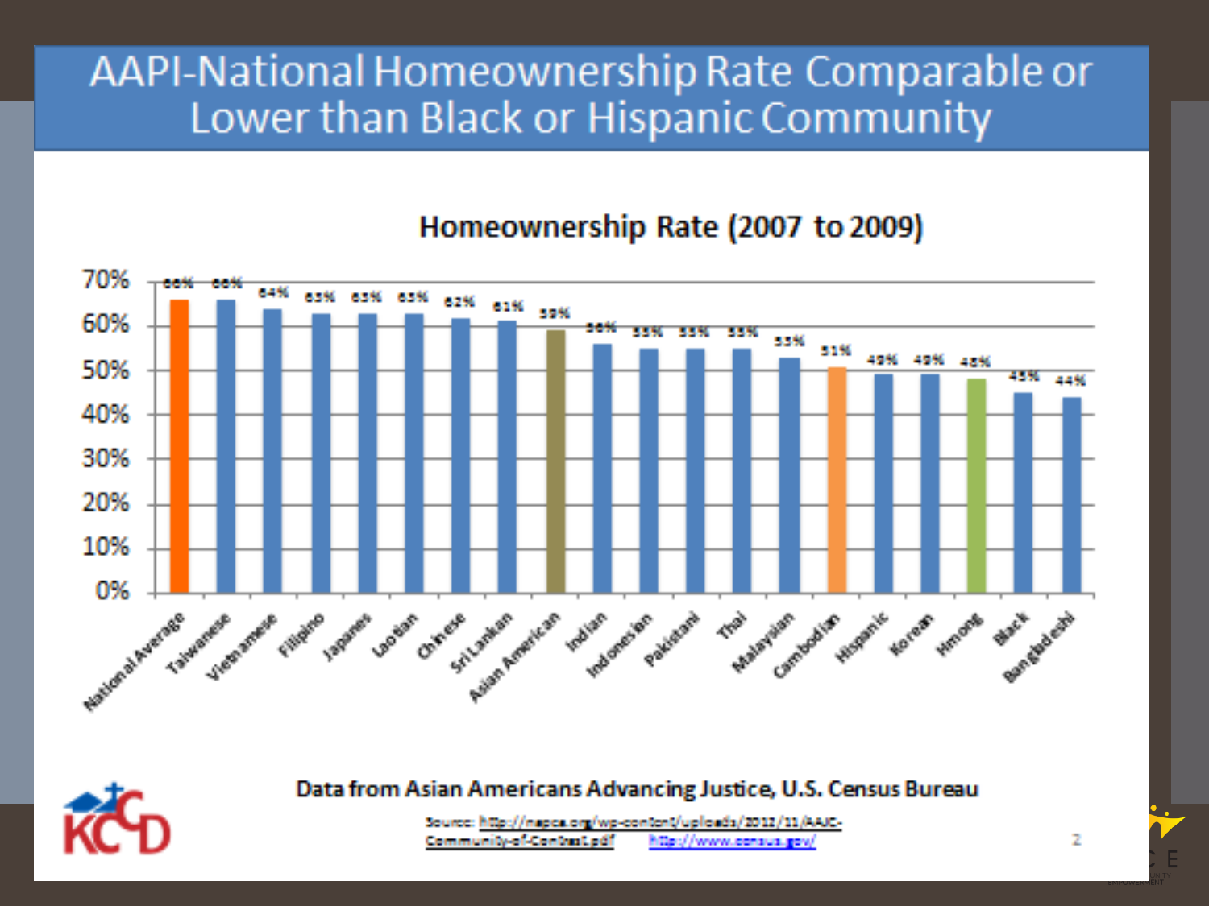# AAPI-National Homeownership Rate Comparable or Lower than Black or Hispanic Community

## Homeownership Rate (2007 to 2009)

| Group | Homeownership Rate |
| --- | --- |
| National Average | 66% |
| Taiwanese | 66% |
| Vietnamese | 64% |
| Filipino | 63% |
| Japanese | 63% |
| Laotian | 63% |
| Chinese | 62% |
| Sri Lankan | 61% |
| Asian American | 59% |
| Indian | 56% |
| Indonesian | 55% |
| Pakistani | 55% |
| Thai | 55% |
| Malaysian | 53% |
| Cambodian | 51% |
| Hispanic | 49% |
| Korean | 49% |
| Hmong | 48% |
| Black | 45% |
| Bangladeshi | 44% |

**Data from Asian Americans Advancing Justice, U.S. Census Bureau**

Source: http://napca.org/wp-content/uploads/2012/11/AAJC-Community-of-Contrast.pdf http://www.census.gov/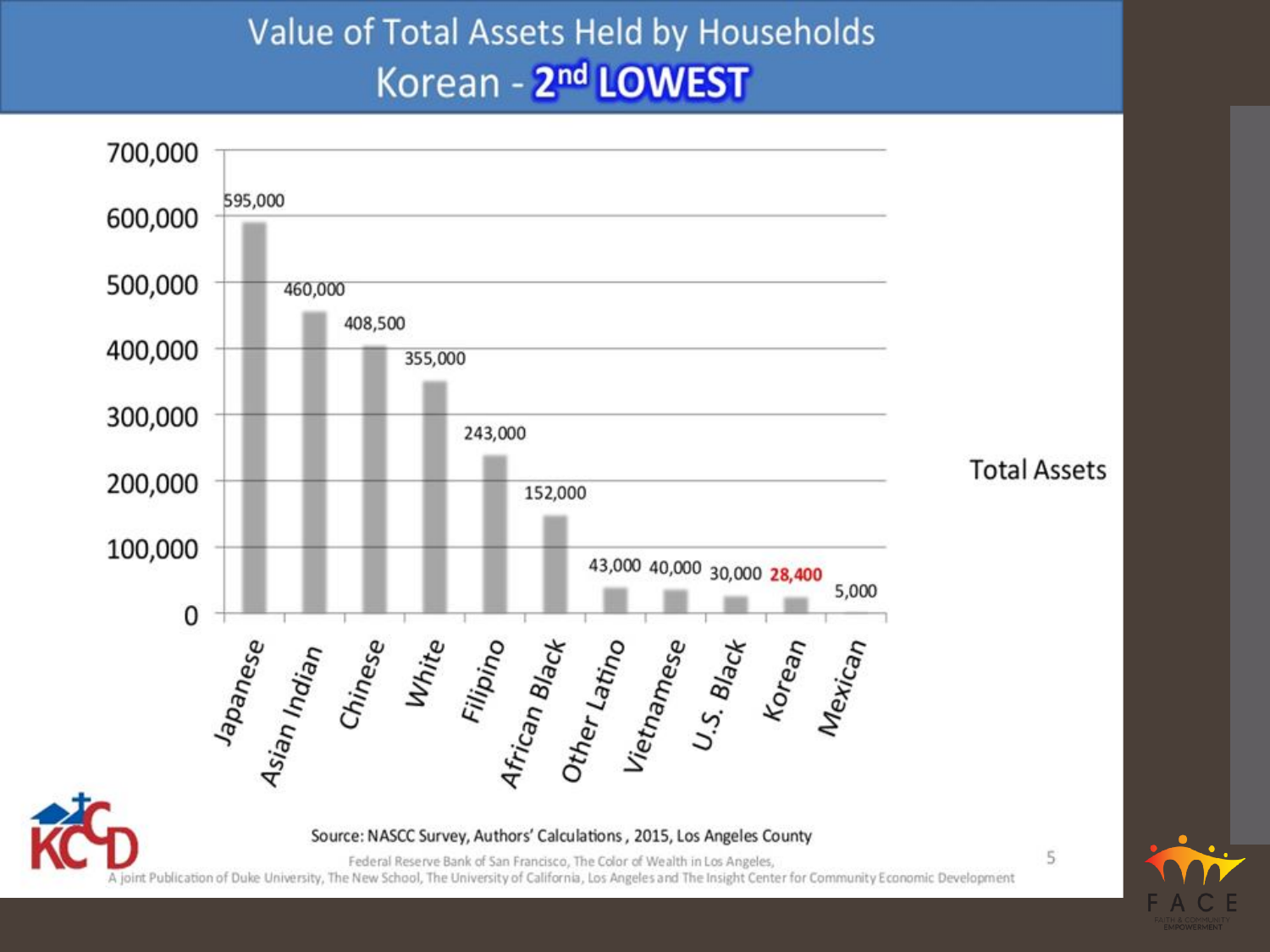# Value of Total Assets Held by Households
## Korean - 2nd LOWEST

| Group | Total Assets |
|---|---|
| Japanese | 595,000 |
| Asian Indian | 460,000 |
| Chinese | 408,500 |
| White | 355,000 |
| Filipino | 243,000 |
| African Black | 152,000 |
| Other Latino | 43,000 |
| Vietnamese | 40,000 |
| U.S. Black | 30,000 |
| Korean | **28,400** |
| Mexican | 5,000 |

Source: NASCC Survey, Authors' Calculations, 2015, Los Angeles County

Federal Reserve Bank of San Francisco, The Color of Wealth in Los Angeles,
A joint Publication of Duke University, The New School, The University of California, Los Angeles and The Insight Center for Community Economic Development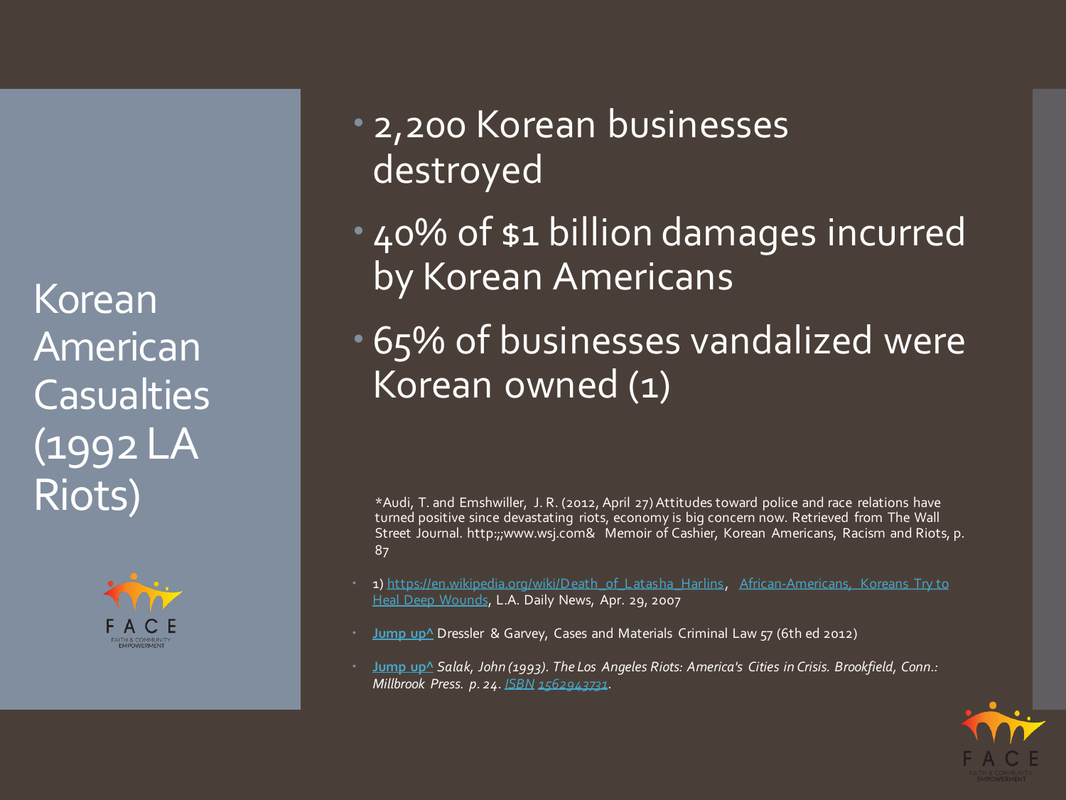# Korean American Casualties (1992 LA Riots)

- 2,200 Korean businesses destroyed
- 40% of $1 billion damages incurred by Korean Americans
- 65% of businesses vandalized were Korean owned (1)

*Audi, T. and Emshwiller, J. R. (2012, April 27) Attitudes toward police and race relations have turned positive since devastating riots, economy is big concern now. Retrieved from The Wall Street Journal. http:;;www.wsj.com& Memoir of Cashier, Korean Americans, Racism and Riots, p. 87

- 1) [https://en.wikipedia.org/wiki/Death_of_Latasha_Harlins](https://en.wikipedia.org/wiki/Death_of_Latasha_Harlins), African-Americans, Koreans Try to Heal Deep Wounds, L.A. Daily News, Apr. 29, 2007
- **Jump up^** Dressler & Garvey, Cases and Materials Criminal Law 57 (6th ed 2012)
- **Jump up^** *Salak, John (1993). The Los Angeles Riots: America's Cities in Crisis. Brookfield, Conn.: Millbrook Press. p. 24. ISBN 1562943731.*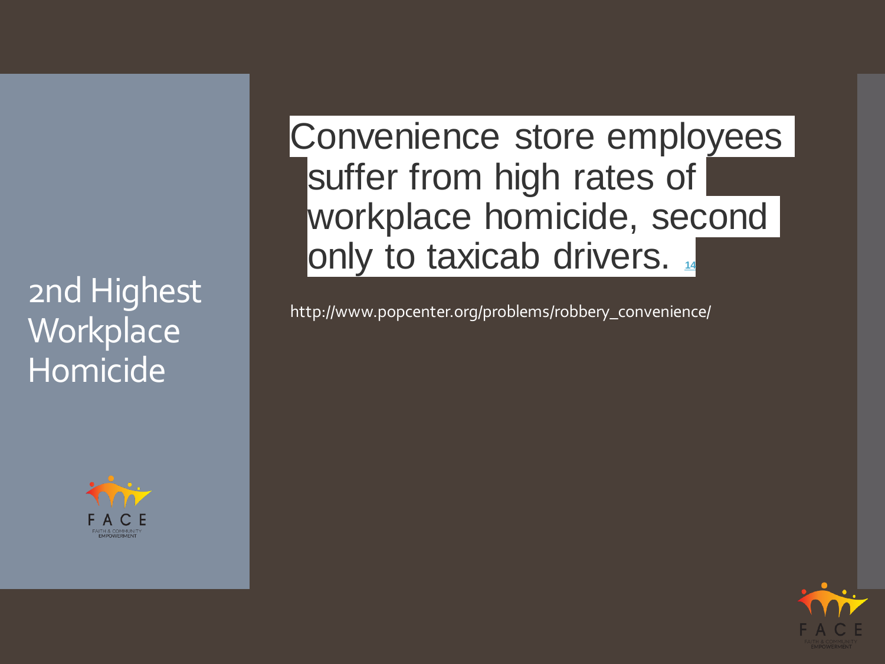# 2nd Highest Workplace Homicide

Convenience store employees suffer from high rates of workplace homicide, second only to taxicab drivers. [14]

http://www.popcenter.org/problems/robbery_convenience/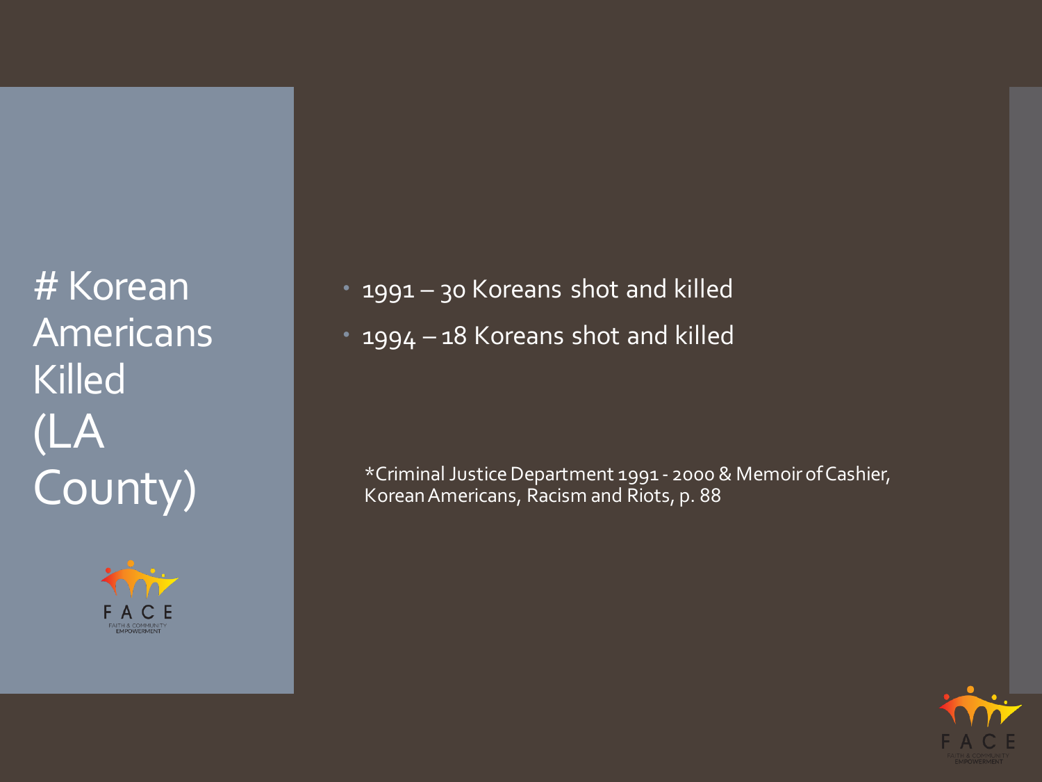# # Korean Americans Killed (LA County)

- 1991 – 30 Koreans shot and killed
- 1994 – 18 Koreans shot and killed

*Criminal Justice Department 1991 - 2000 & Memoir of Cashier, Korean Americans, Racism and Riots, p. 88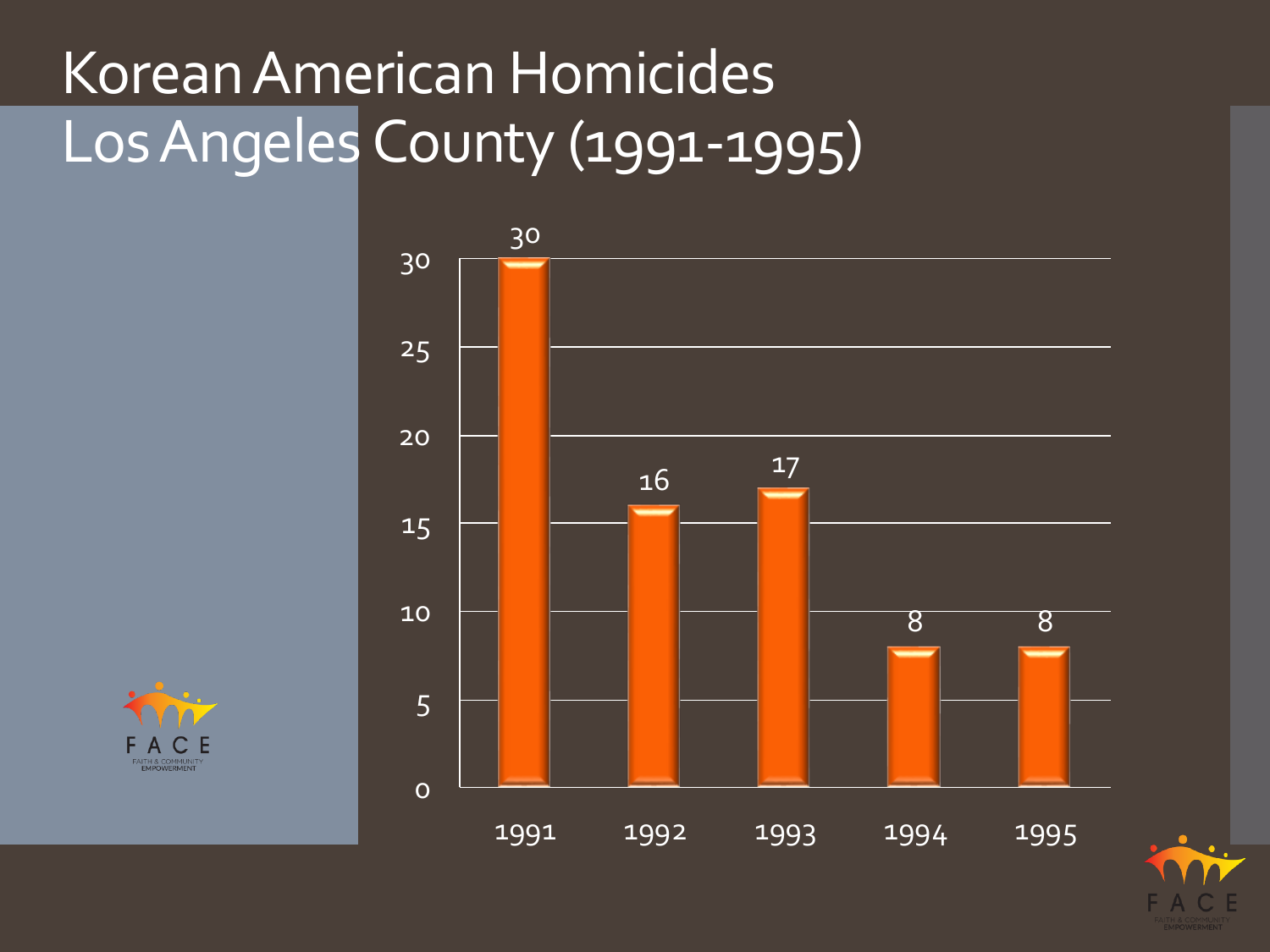# Korean American Homicides Los Angeles County (1991-1995)

| Year | Homicides |
|---|---|
| 1991 | 30 |
| 1992 | 16 |
| 1993 | 17 |
| 1994 | 8 |
| 1995 | 8 |

FACE
FAITH & COMMUNITY EMPOWERMENT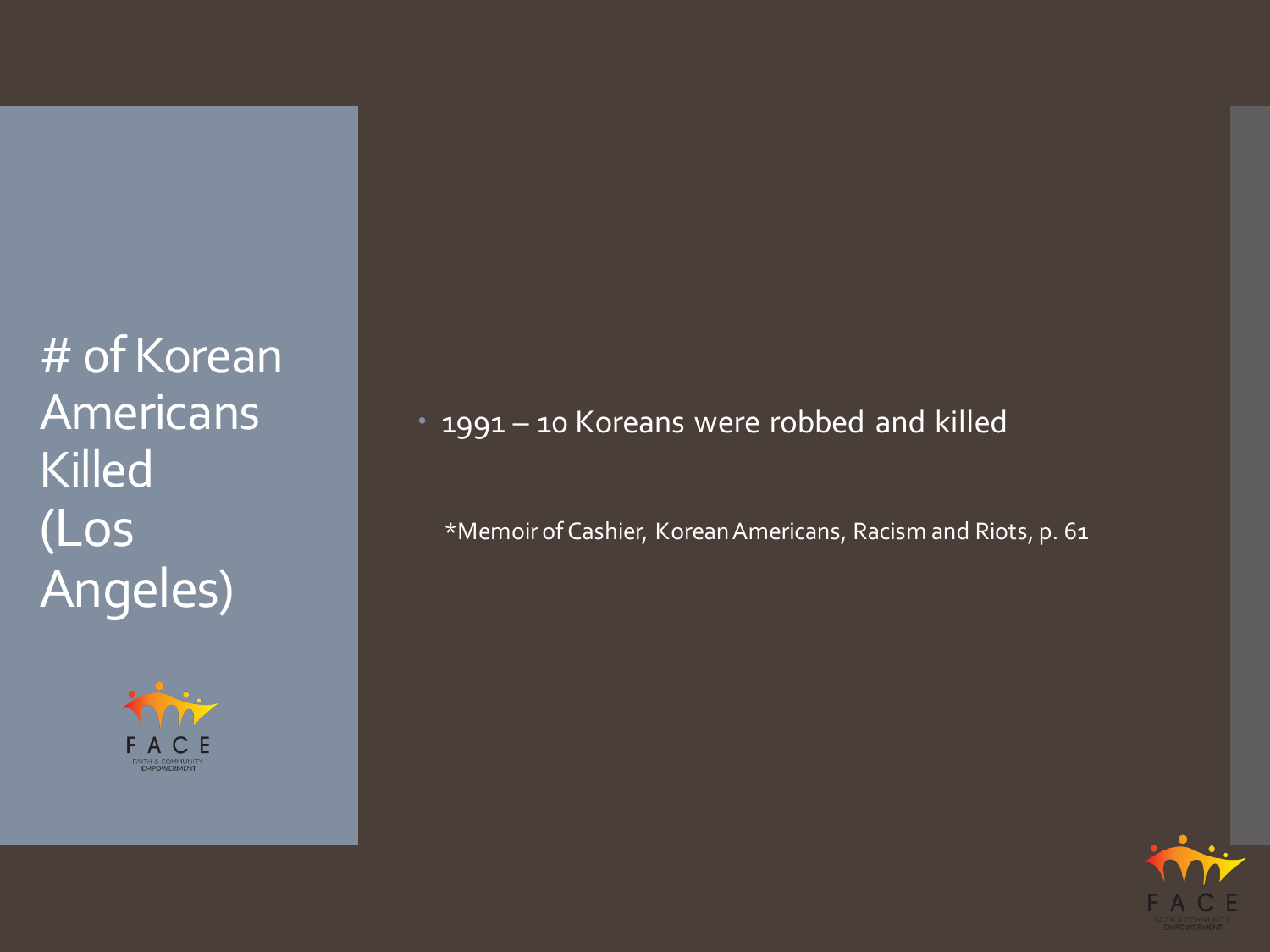# # of Korean Americans Killed (Los Angeles)

- 1991 – 10 Koreans were robbed and killed

*Memoir of Cashier, Korean Americans, Racism and Riots, p. 61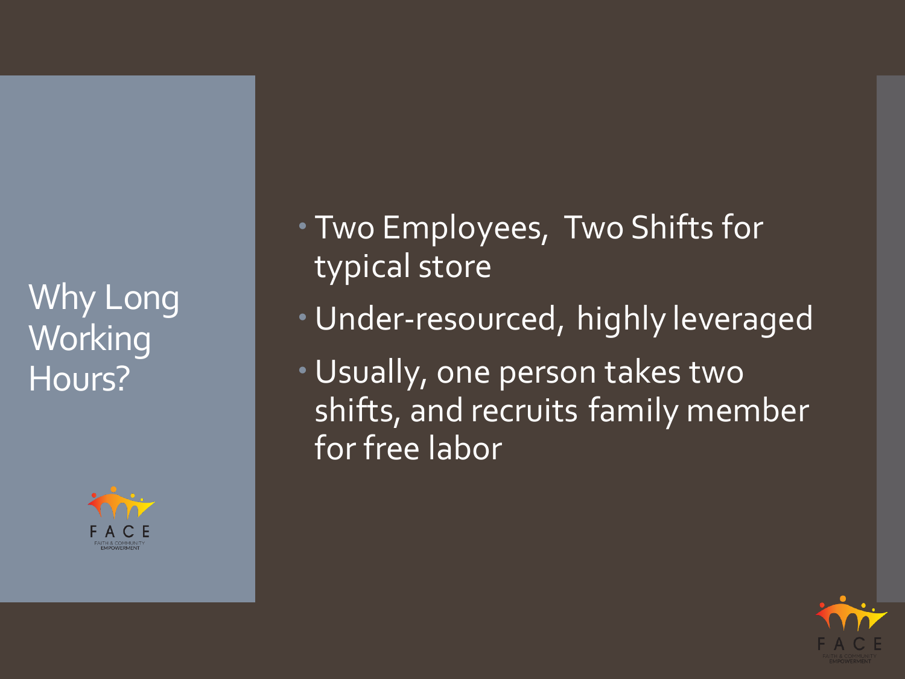# Why Long Working Hours?

- Two Employees, Two Shifts for typical store
- Under-resourced, highly leveraged
- Usually, one person takes two shifts, and recruits family member for free labor

FACE
FAITH & COMMUNITY EMPOWERMENT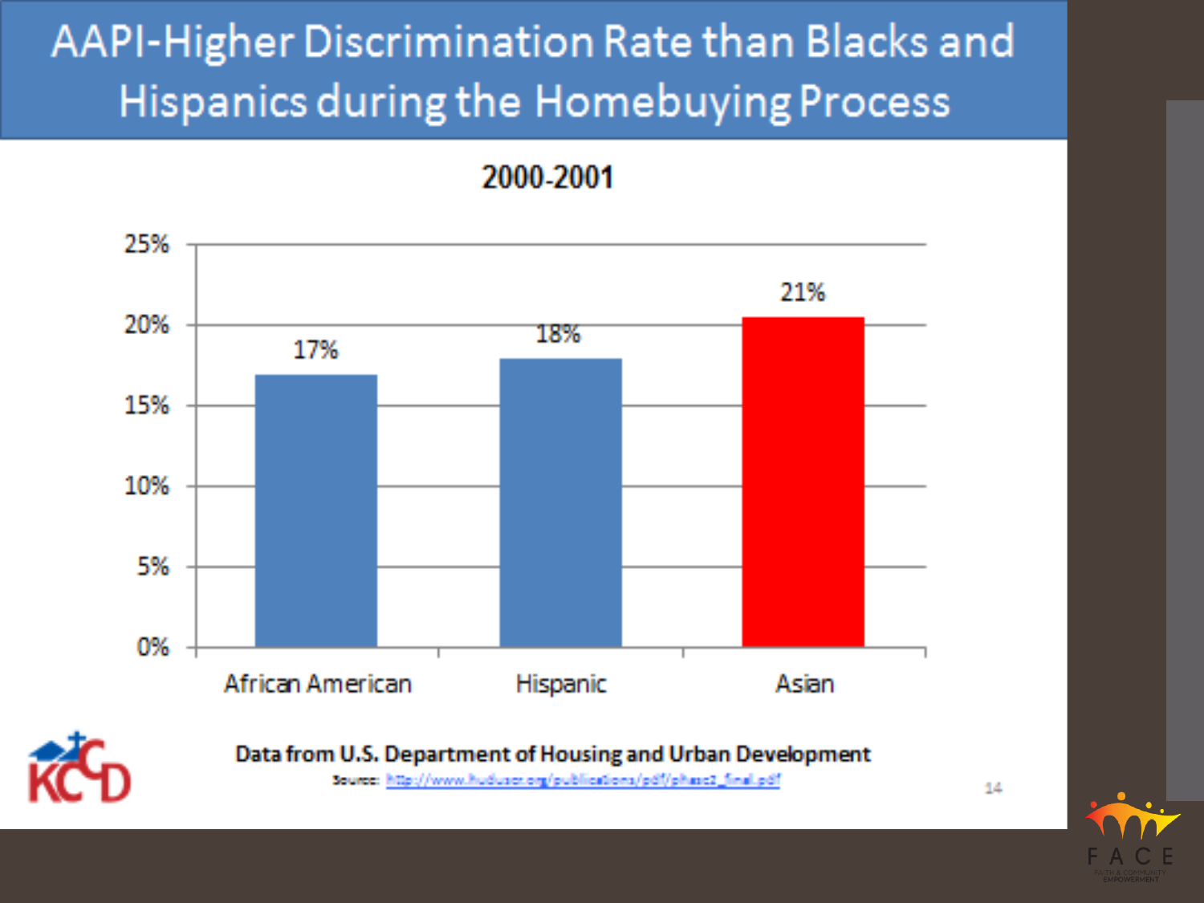# AAPI-Higher Discrimination Rate than Blacks and Hispanics during the Homebuying Process

**2000-2001**

| Group | Rate |
|---|---|
| African American | 17% |
| Hispanic | 18% |
| Asian | 21% |

**Data from U.S. Department of Housing and Urban Development**

Source: http://www.huduser.org/publications/pdf/phase2_final.pdf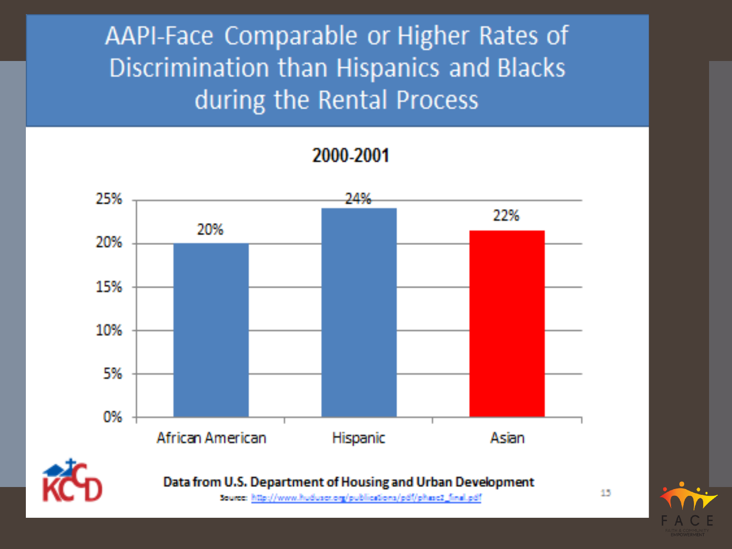# AAPI-Face Comparable or Higher Rates of Discrimination than Hispanics and Blacks during the Rental Process

**2000-2001**

| Group | Rate |
| --- | --- |
| African American | 20% |
| Hispanic | 24% |
| Asian | 22% |

**Data from U.S. Department of Housing and Urban Development**

Source: http://www.huduser.org/publications/pdf/phase2_final.pdf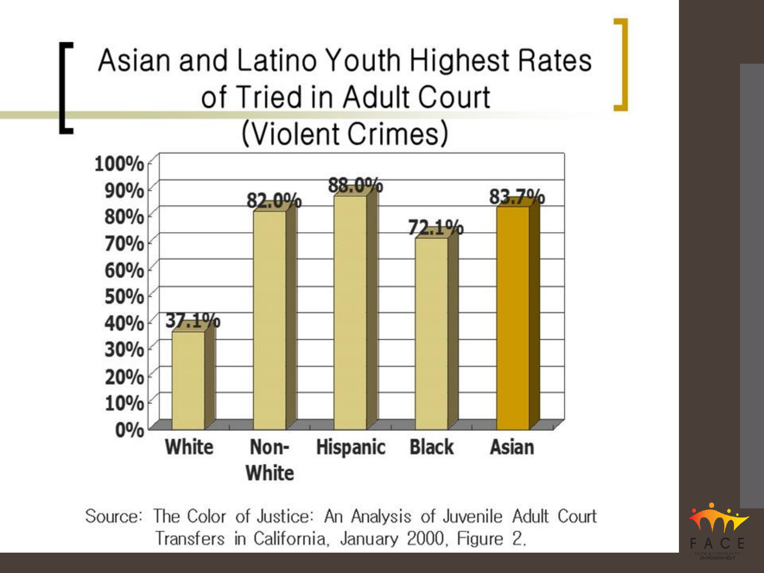# Asian and Latino Youth Highest Rates of Tried in Adult Court (Violent Crimes)

| Group | Rate |
| --- | --- |
| White | 37.1% |
| Non-White | 82.0% |
| Hispanic | 88.0% |
| Black | 72.1% |
| Asian | 83.7% |

Source: The Color of Justice: An Analysis of Juvenile Adult Court Transfers in California, January 2000, Figure 2.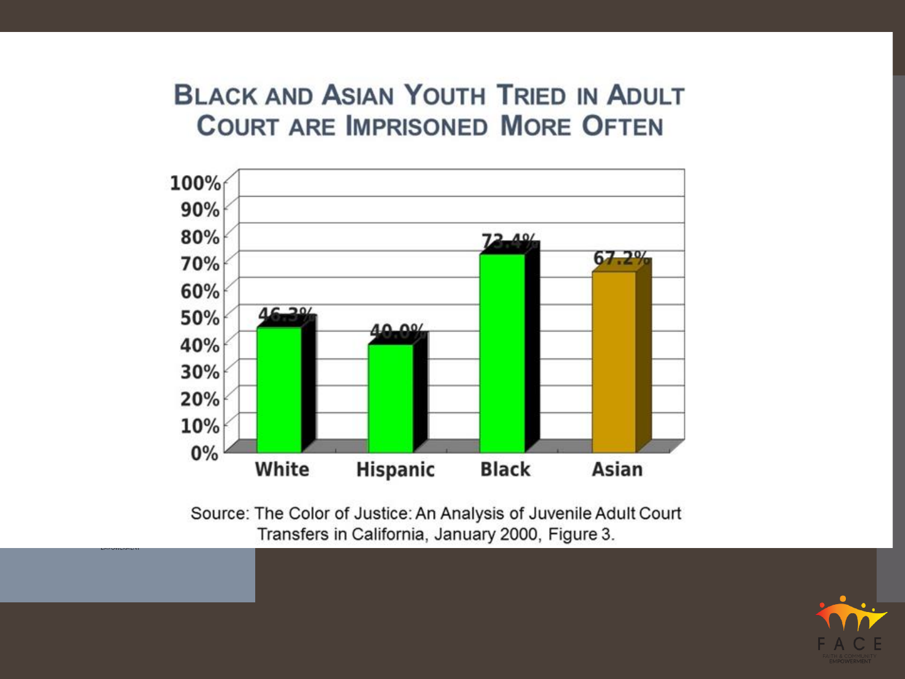# Black and Asian Youth Tried in Adult Court are Imprisoned More Often

| | White | Hispanic | Black | Asian |
|---|---|---|---|---|
| Imprisoned | 46.3% | 40.0% | 73.4% | 67.2% |

Source: The Color of Justice: An Analysis of Juvenile Adult Court Transfers in California, January 2000, Figure 3.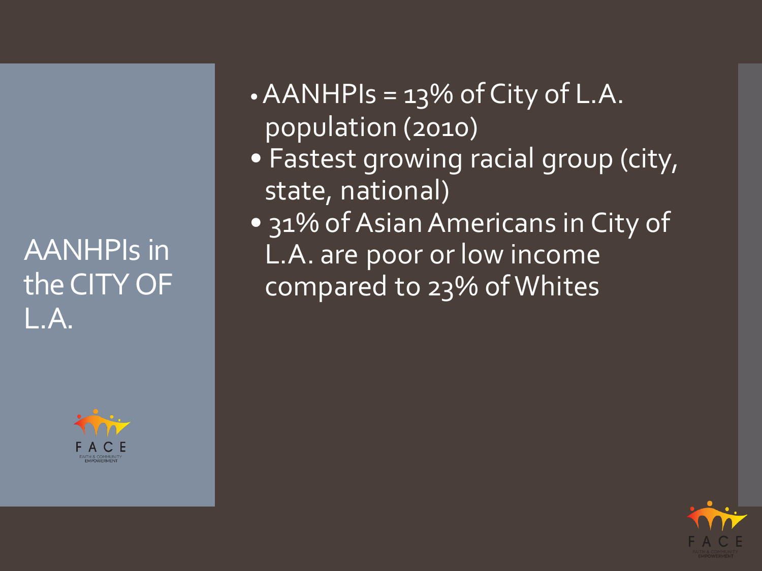# AANHPIs in the CITY OF L.A.

- AANHPIs = 13% of City of L.A. population (2010)
- Fastest growing racial group (city, state, national)
- 31% of Asian Americans in City of L.A. are poor or low income compared to 23% of Whites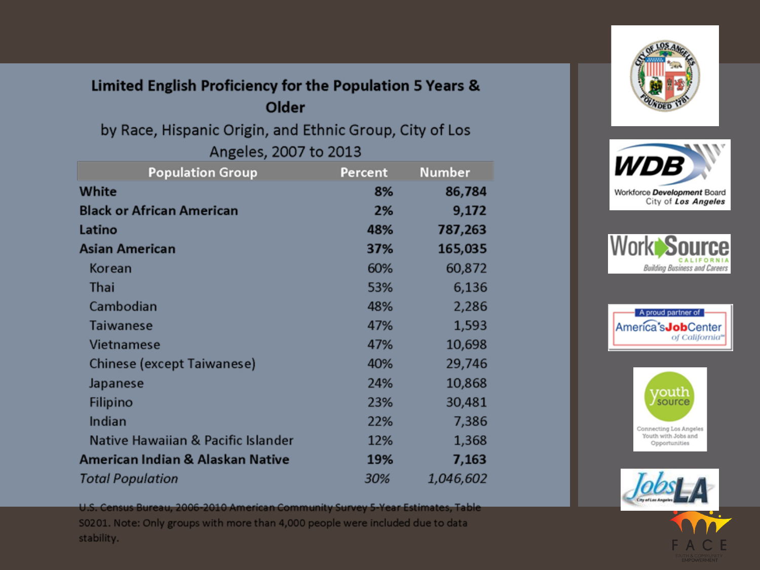## Limited English Proficiency for the Population 5 Years & Older

by Race, Hispanic Origin, and Ethnic Group, City of Los Angeles, 2007 to 2013

| Population Group | Percent | Number |
|---|---|---|
| **White** | **8%** | **86,784** |
| **Black or African American** | **2%** | **9,172** |
| **Latino** | **48%** | **787,263** |
| **Asian American** | **37%** | **165,035** |
| Korean | 60% | 60,872 |
| Thai | 53% | 6,136 |
| Cambodian | 48% | 2,286 |
| Taiwanese | 47% | 1,593 |
| Vietnamese | 47% | 10,698 |
| Chinese (except Taiwanese) | 40% | 29,746 |
| Japanese | 24% | 10,868 |
| Filipino | 23% | 30,481 |
| Indian | 22% | 7,386 |
| Native Hawaiian & Pacific Islander | 12% | 1,368 |
| **American Indian & Alaskan Native** | **19%** | **7,163** |
| *Total Population* | *30%* | *1,046,602* |

U.S. Census Bureau, 2006-2010 American Community Survey 5-Year Estimates, Table S0201. Note: Only groups with more than 4,000 people were included due to data stability.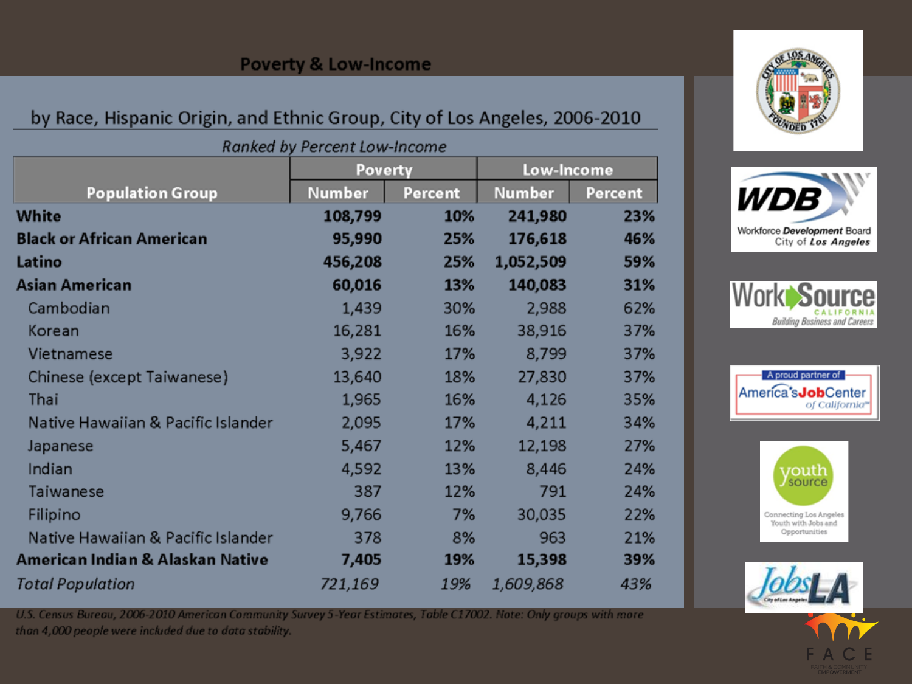# Poverty & Low-Income

## by Race, Hispanic Origin, and Ethnic Group, City of Los Angeles, 2006-2010

*Ranked by Percent Low-Income*

| Population Group | Poverty | | Low-Income | |
|---|---|---|---|---|
| | Number | Percent | Number | Percent |
| **White** | **108,799** | **10%** | **241,980** | **23%** |
| **Black or African American** | **95,990** | **25%** | **176,618** | **46%** |
| **Latino** | **456,208** | **25%** | **1,052,509** | **59%** |
| **Asian American** | **60,016** | **13%** | **140,083** | **31%** |
| Cambodian | 1,439 | 30% | 2,988 | 62% |
| Korean | 16,281 | 16% | 38,916 | 37% |
| Vietnamese | 3,922 | 17% | 8,799 | 37% |
| Chinese (except Taiwanese) | 13,640 | 18% | 27,830 | 37% |
| Thai | 1,965 | 16% | 4,126 | 35% |
| Native Hawaiian & Pacific Islander | 2,095 | 17% | 4,211 | 34% |
| Japanese | 5,467 | 12% | 12,198 | 27% |
| Indian | 4,592 | 13% | 8,446 | 24% |
| Taiwanese | 387 | 12% | 791 | 24% |
| Filipino | 9,766 | 7% | 30,035 | 22% |
| Native Hawaiian & Pacific Islander | 378 | 8% | 963 | 21% |
| **American Indian & Alaskan Native** | **7,405** | **19%** | **15,398** | **39%** |
| *Total Population* | *721,169* | *19%* | *1,609,868* | *43%* |

*U.S. Census Bureau, 2006-2010 American Community Survey 5-Year Estimates, Table C17002. Note: Only groups with more than 4,000 people were included due to data stability.*

WDB Workforce Development Board City of Los Angeles

WorkSource California Building Business and Careers

A proud partner of America's JobCenter of California

youth source Connecting Los Angeles Youth with Jobs and Opportunities

JobsLA City of Los Angeles

FACE FAITH & COMMUNITY EMPOWERMENT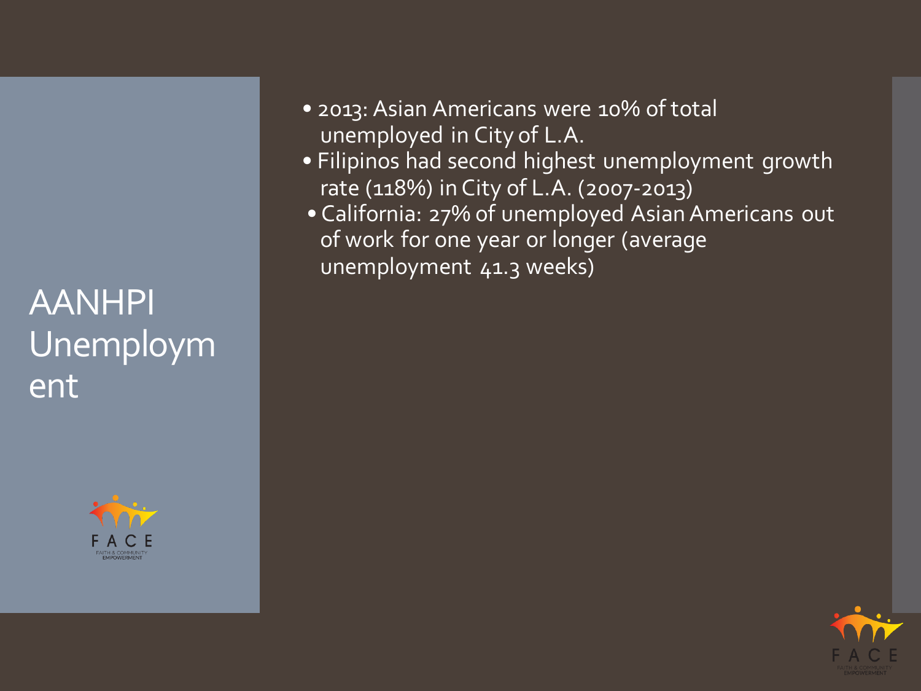# AANHPI Unemployment

- 2013: Asian Americans were 10% of total unemployed in City of L.A.
- Filipinos had second highest unemployment growth rate (118%) in City of L.A. (2007-2013)
- California: 27% of unemployed Asian Americans out of work for one year or longer (average unemployment 41.3 weeks)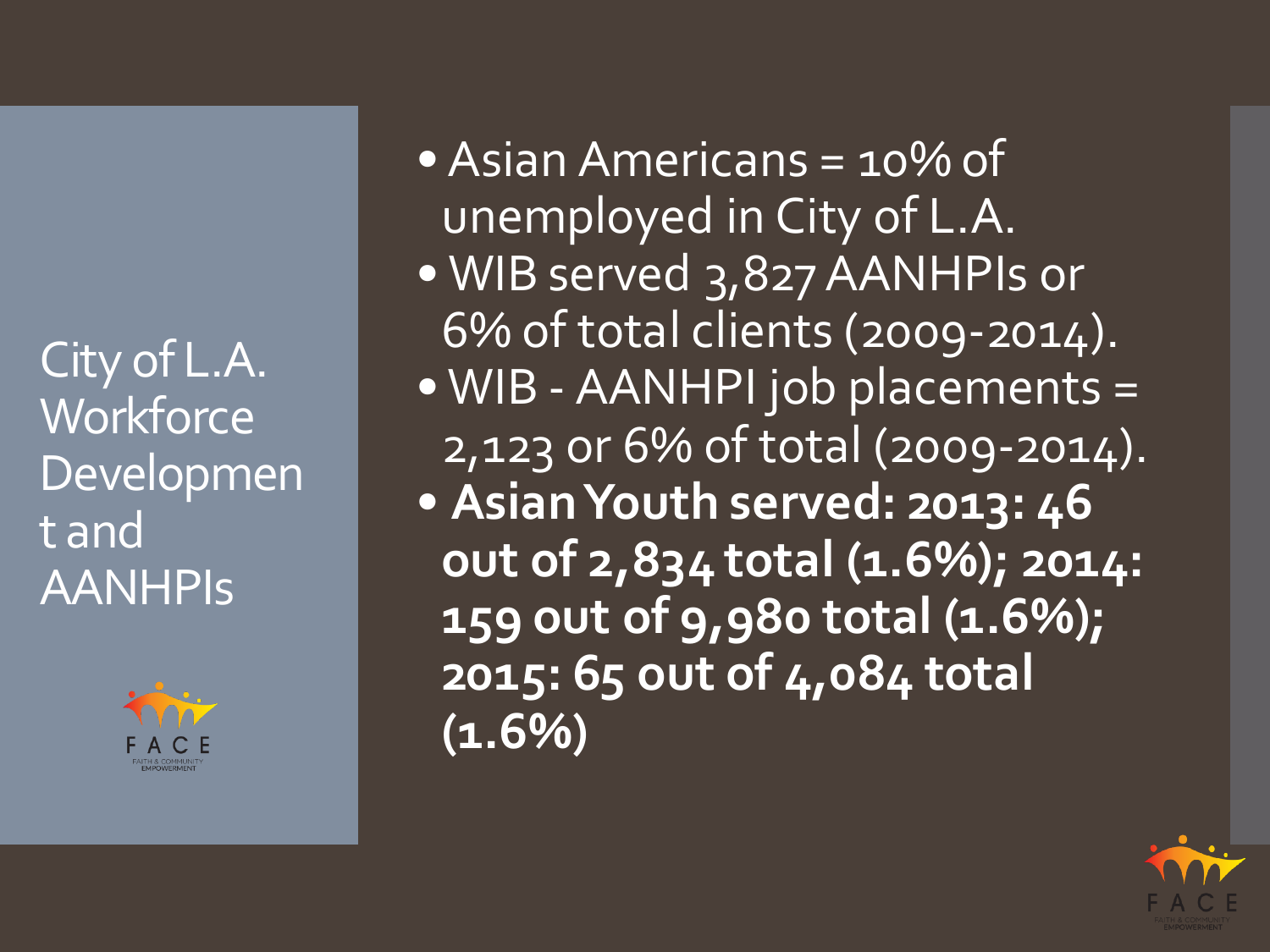# City of L.A. Workforce Development and AANHPIs

- Asian Americans = 10% of unemployed in City of L.A.
- WIB served 3,827 AANHPIs or 6% of total clients (2009-2014).
- WIB - AANHPI job placements = 2,123 or 6% of total (2009-2014).
- **Asian Youth served: 2013: 46 out of 2,834 total (1.6%); 2014: 159 out of 9,980 total (1.6%); 2015: 65 out of 4,084 total (1.6%)**

FACE
FAITH & COMMUNITY EMPOWERMENT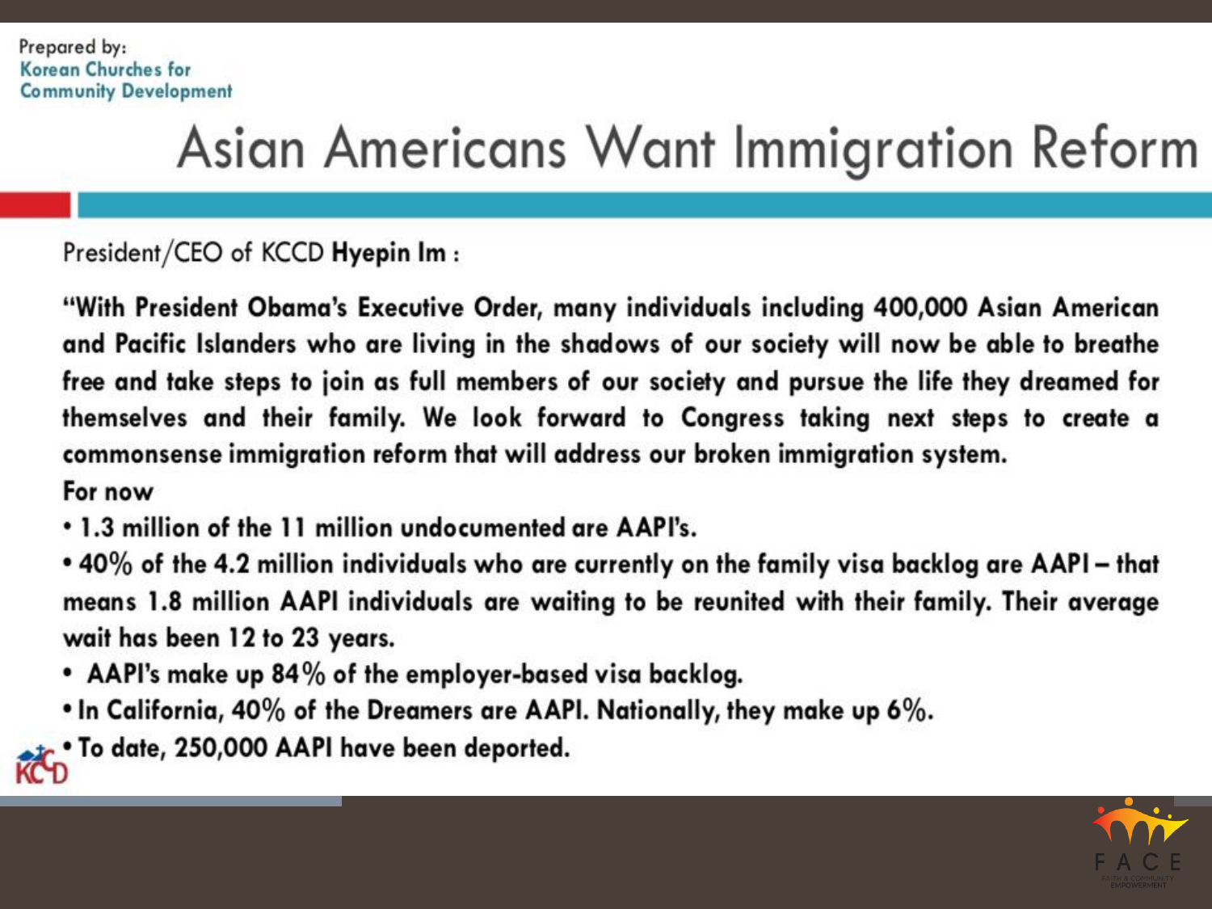Prepared by:
Korean Churches for Community Development

# Asian Americans Want Immigration Reform

President/CEO of KCCD **Hyepin Im** :

**"With President Obama's Executive Order, many individuals including 400,000 Asian American and Pacific Islanders who are living in the shadows of our society will now be able to breathe free and take steps to join as full members of our society and pursue the life they dreamed for themselves and their family. We look forward to Congress taking next steps to create a commonsense immigration reform that will address our broken immigration system.**

**For now**

- **1.3 million of the 11 million undocumented are AAPI's.**
- **40% of the 4.2 million individuals who are currently on the family visa backlog are AAPI – that means 1.8 million AAPI individuals are waiting to be reunited with their family. Their average wait has been 12 to 23 years.**
- **AAPI's make up 84% of the employer-based visa backlog.**
- **In California, 40% of the Dreamers are AAPI. Nationally, they make up 6%.**
- **To date, 250,000 AAPI have been deported.**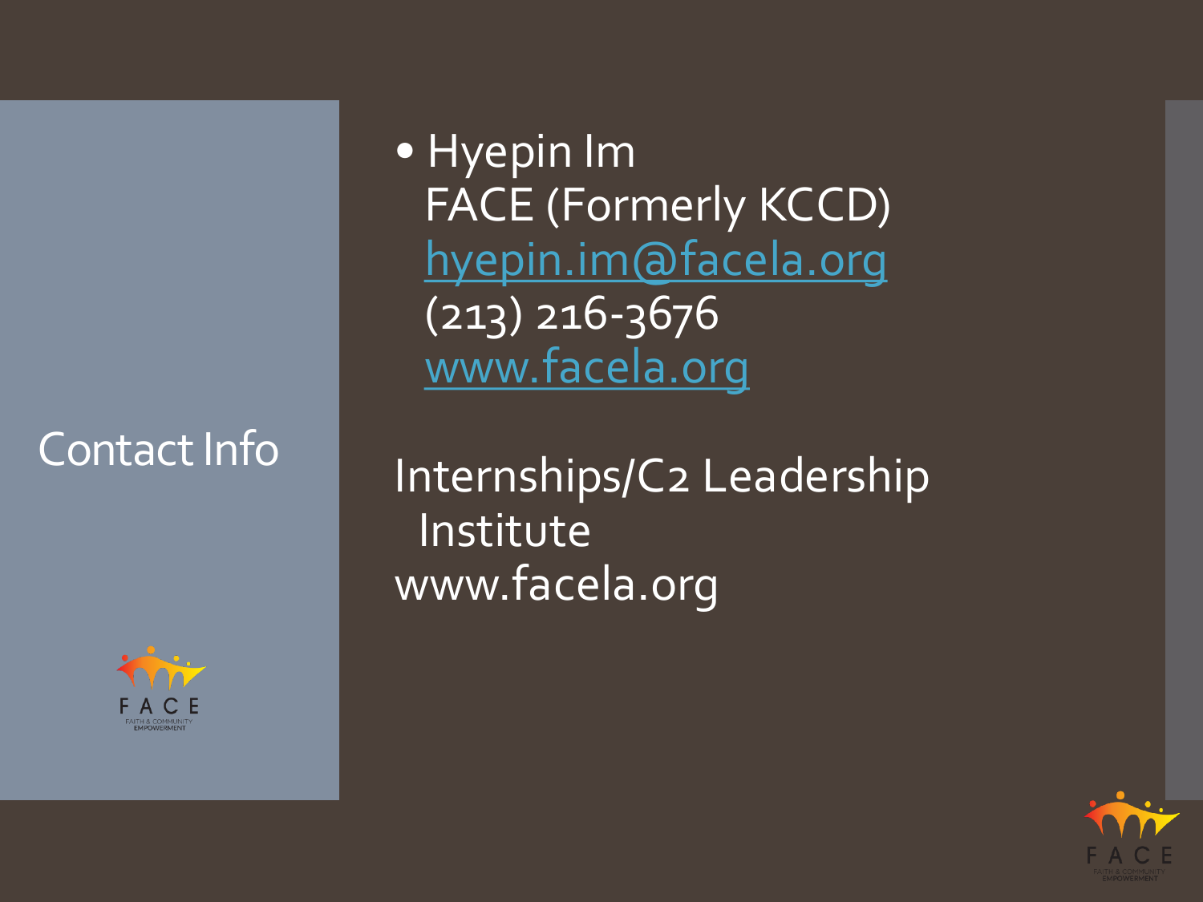# Contact Info

- Hyepin Im
  FACE (Formerly KCCD)
  hyepin.im@facela.org
  (213) 216-3676
  www.facela.org

Internships/C2 Leadership Institute
www.facela.org

FACE
FAITH & COMMUNITY EMPOWERMENT